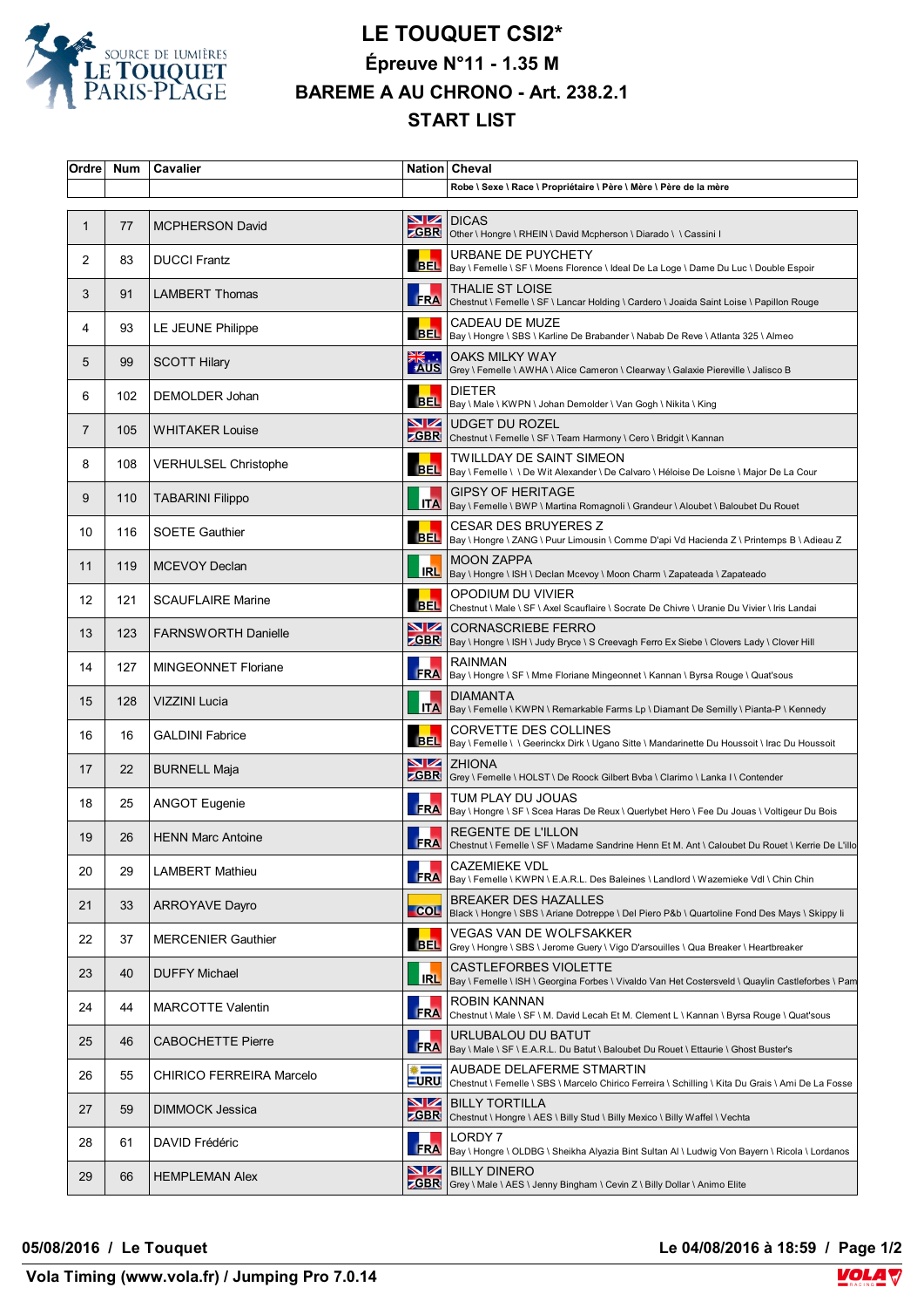# LE TOUQUET CSI2*

## Épreuve N°11 - 1.35 M

## BAREME A AU CHRONO - Art. 238.2.1

## START LIST

| Ordre | Num | Cavalier | Nation | Cheval |
|---|---|---|---|---|
| | | | | Robe \ Sexe \ Race \ Propriétaire \ Père \ Mère \ Père de la mère |
| 1 | 77 | MCPHERSON David | GBR | DICAS<br>Other \ Hongre \ RHEIN \ David Mcpherson \ Diarado \ \ Cassini I |
| 2 | 83 | DUCCI Frantz | BEL | URBANE DE PUYCHETY<br>Bay \ Femelle \ SF \ Moens Florence \ Ideal De La Loge \ Dame Du Luc \ Double Espoir |
| 3 | 91 | LAMBERT Thomas | FRA | THALIE ST LOISE<br>Chestnut \ Femelle \ SF \ Lancar Holding \ Cardero \ Joaida Saint Loise \ Papillon Rouge |
| 4 | 93 | LE JEUNE Philippe | BEL | CADEAU DE MUZE<br>Bay \ Hongre \ SBS \ Karline De Brabander \ Nabab De Reve \ Atlanta 325 \ Almeo |
| 5 | 99 | SCOTT Hilary | AUS | OAKS MILKY WAY<br>Grey \ Femelle \ AWHA \ Alice Cameron \ Clearway \ Galaxie Piereville \ Jalisco B |
| 6 | 102 | DEMOLDER Johan | BEL | DIETER<br>Bay \ Male \ KWPN \ Johan Demolder \ Van Gogh \ Nikita \ King |
| 7 | 105 | WHITAKER Louise | GBR | UDGET DU ROZEL<br>Chestnut \ Femelle \ SF \ Team Harmony \ Cero \ Bridgit \ Kannan |
| 8 | 108 | VERHULSEL Christophe | BEL | TWILLDAY DE SAINT SIMEON<br>Bay \ Femelle \ \ De Wit Alexander \ De Calvaro \ Héloise De Loisne \ Major De La Cour |
| 9 | 110 | TABARINI Filippo | ITA | GIPSY OF HERITAGE<br>Bay \ Femelle \ BWP \ Martina Romagnoli \ Grandeur \ Aloubet \ Baloubet Du Rouet |
| 10 | 116 | SOETE Gauthier | BEL | CESAR DES BRUYERES Z<br>Bay \ Hongre \ ZANG \ Puur Limousin \ Comme D'api Vd Hacienda Z \ Printemps B \ Adieau Z |
| 11 | 119 | MCEVOY Declan | IRL | MOON ZAPPA<br>Bay \ Hongre \ ISH \ Declan Mcevoy \ Moon Charm \ Zapateada \ Zapateado |
| 12 | 121 | SCAUFLAIRE Marine | BEL | OPODIUM DU VIVIER<br>Chestnut \ Male \ SF \ Axel Scauflaire \ Socrate De Chivre \ Uranie Du Vivier \ Iris Landai |
| 13 | 123 | FARNSWORTH Danielle | GBR | CORNASCRIEBE FERRO<br>Bay \ Hongre \ ISH \ Judy Bryce \ S Creevagh Ferro Ex Siebe \ Clovers Lady \ Clover Hill |
| 14 | 127 | MINGEONNET Floriane | FRA | RAINMAN<br>Bay \ Hongre \ SF \ Mme Floriane Mingeonnet \ Kannan \ Byrsa Rouge \ Quat'sous |
| 15 | 128 | VIZZINI Lucia | ITA | DIAMANTA<br>Bay \ Femelle \ KWPN \ Remarkable Farms Lp \ Diamant De Semilly \ Pianta-P \ Kennedy |
| 16 | 16 | GALDINI Fabrice | BEL | CORVETTE DES COLLINES<br>Bay \ Femelle \ \ Geerinckx Dirk \ Ugano Sitte \ Mandarinette Du Houssoit \ Irac Du Houssoit |
| 17 | 22 | BURNELL Maja | GBR | ZHIONA<br>Grey \ Femelle \ HOLST \ De Roock Gilbert Bvba \ Clarimo \ Lanka I \ Contender |
| 18 | 25 | ANGOT Eugenie | FRA | TUM PLAY DU JOUAS<br>Bay \ Hongre \ SF \ Scea Haras De Reux \ Querlybet Hero \ Fee Du Jouas \ Voltigeur Du Bois |
| 19 | 26 | HENN Marc Antoine | FRA | REGENTE DE L'ILLON<br>Chestnut \ Femelle \ SF \ Madame Sandrine Henn Et M. Ant \ Caloubet Du Rouet \ Kerrie De L'illo |
| 20 | 29 | LAMBERT Mathieu | FRA | CAZEMIEKE VDL<br>Bay \ Femelle \ KWPN \ E.A.R.L. Des Baleines \ Landlord \ Wazemieke Vdl \ Chin Chin |
| 21 | 33 | ARROYAVE Dayro | COL | BREAKER DES HAZALLES<br>Black \ Hongre \ SBS \ Ariane Dotreppe \ Del Piero P&b \ Quartoline Fond Des Mays \ Skippy Ii |
| 22 | 37 | MERCENIER Gauthier | BEL | VEGAS VAN DE WOLFSAKKER<br>Grey \ Hongre \ SBS \ Jerome Guery \ Vigo D'arsouilles \ Qua Breaker \ Heartbreaker |
| 23 | 40 | DUFFY Michael | IRL | CASTLEFORBES VIOLETTE<br>Bay \ Femelle \ ISH \ Georgina Forbes \ Vivaldo Van Het Costersveld \ Quaylin Castleforbes \ Pam |
| 24 | 44 | MARCOTTE Valentin | FRA | ROBIN KANNAN<br>Chestnut \ Male \ SF \ M. David Lecah Et M. Clement L \ Kannan \ Byrsa Rouge \ Quat'sous |
| 25 | 46 | CABOCHETTE Pierre | FRA | URLUBALOU DU BATUT<br>Bay \ Male \ SF \ E.A.R.L. Du Batut \ Baloubet Du Rouet \ Ettaurie \ Ghost Buster's |
| 26 | 55 | CHIRICO FERREIRA Marcelo | URU | AUBADE DELAFERME STMARTIN<br>Chestnut \ Femelle \ SBS \ Marcelo Chirico Ferreira \ Schilling \ Kita Du Grais \ Ami De La Fosse |
| 27 | 59 | DIMMOCK Jessica | GBR | BILLY TORTILLA<br>Chestnut \ Hongre \ AES \ Billy Stud \ Billy Mexico \ Billy Waffel \ Vechta |
| 28 | 61 | DAVID Frédéric | FRA | LORDY 7<br>Bay \ Hongre \ OLDBG \ Sheikha Alyazia Bint Sultan Al \ Ludwig Von Bayern \ Ricola \ Lordanos |
| 29 | 66 | HEMPLEMAN Alex | GBR | BILLY DINERO<br>Grey \ Male \ AES \ Jenny Bingham \ Cevin Z \ Billy Dollar \ Animo Elite |

**05/08/2016 / Le Touquet** | **Le 04/08/2016 à 18:59**

**Vola Timing (www.vola.fr) / Jumping Pro 7.0.14**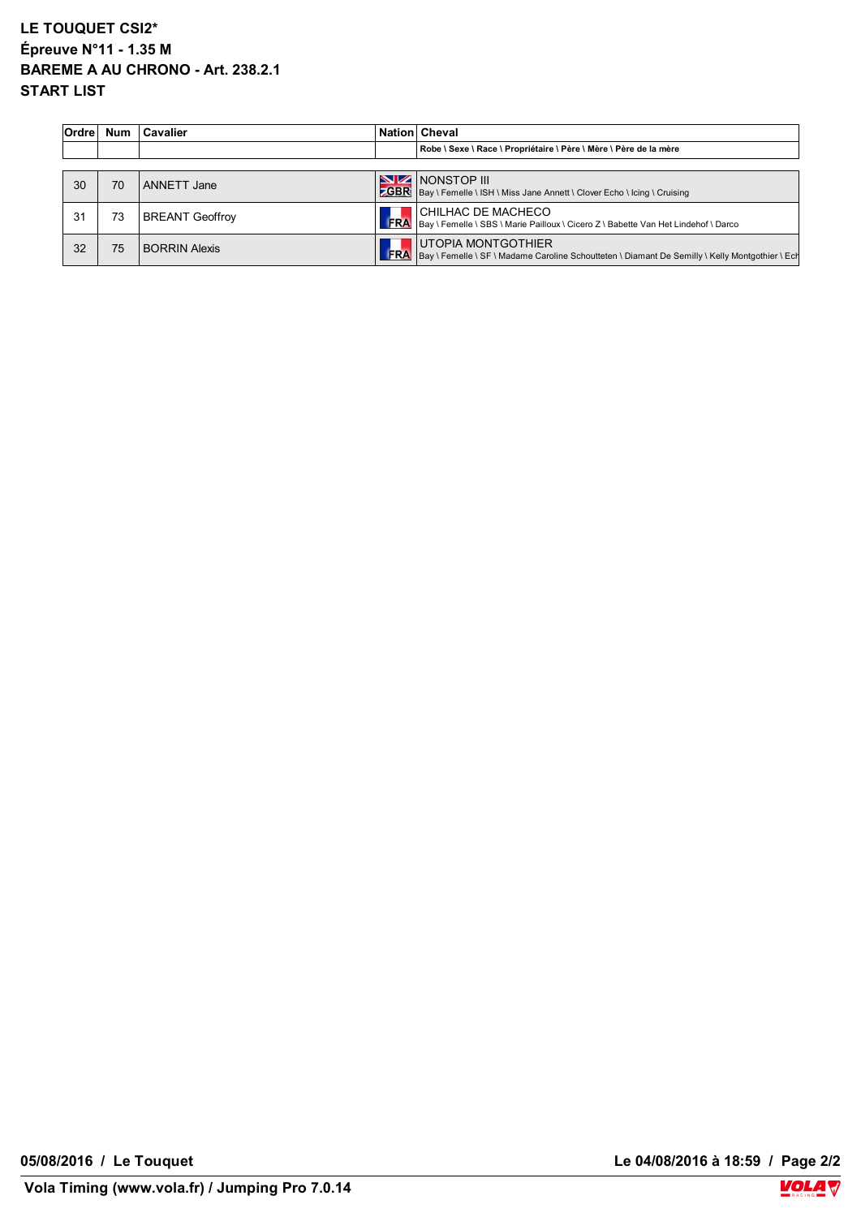**LE TOUQUET CSI2***
**Épreuve N°11 - 1.35 M**
**BAREME A AU CHRONO - Art. 238.2.1**
**START LIST**

| Ordre | Num | Cavalier | Nation | Cheval |
|---|---|---|---|---|
| | | | | Robe \ Sexe \ Race \ Propriétaire \ Père \ Mère \ Père de la mère |
| 30 | 70 | ANNETT Jane | GBR | NONSTOP III<br>Bay \ Femelle \ ISH \ Miss Jane Annett \ Clover Echo \ Icing \ Cruising |
| 31 | 73 | BREANT Geoffroy | FRA | CHILHAC DE MACHECO<br>Bay \ Femelle \ SBS \ Marie Pailloux \ Cicero Z \ Babette Van Het Lindehof \ Darco |
| 32 | 75 | BORRIN Alexis | FRA | UTOPIA MONTGOTHIER<br>Bay \ Femelle \ SF \ Madame Caroline Schoutteten \ Diamant De Semilly \ Kelly Montgothier \ Ech |

05/08/2016 / Le Touquet

Le 04/08/2016 à 18:59

Vola Timing (www.vola.fr) / Jumping Pro 7.0.14